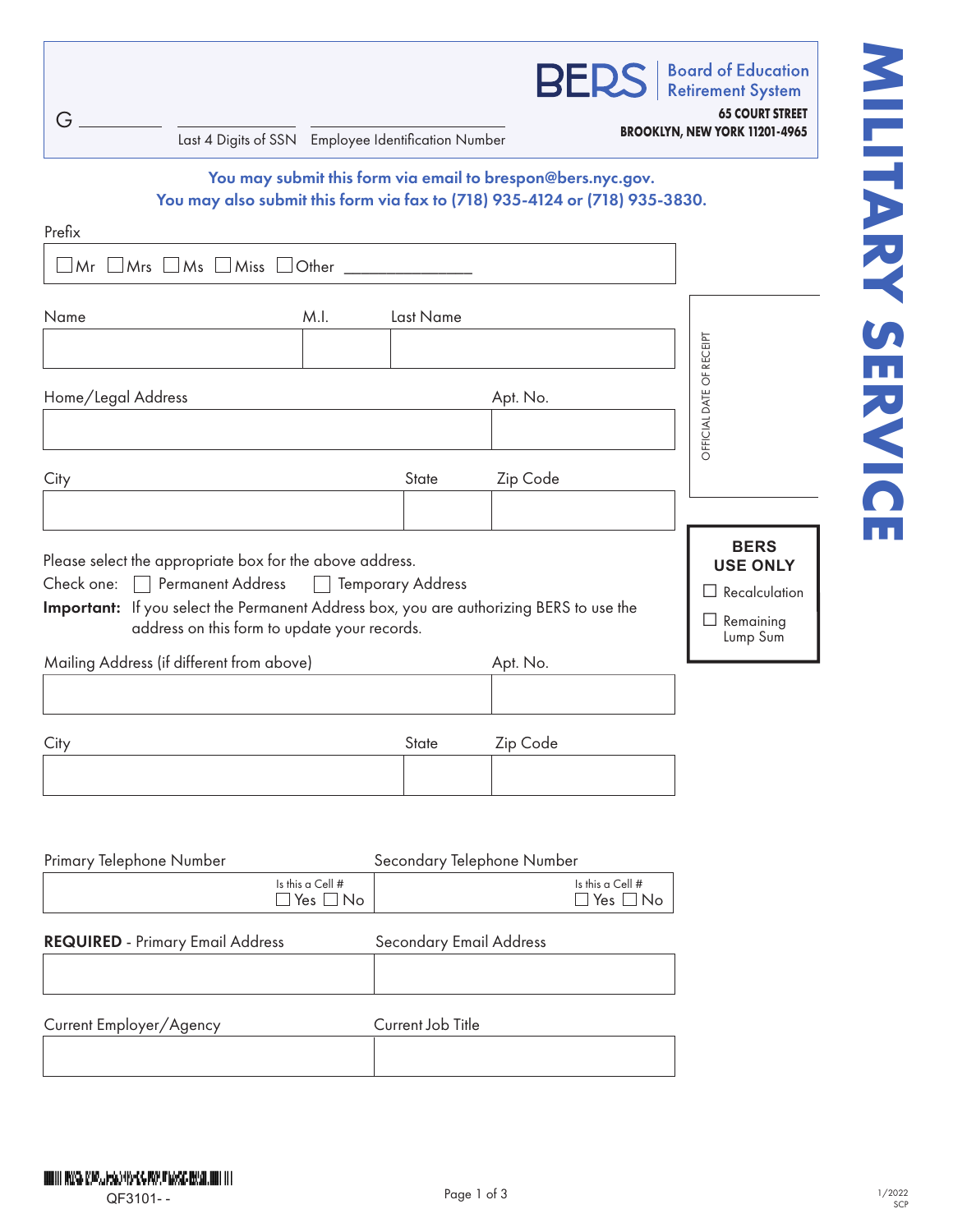# MILITARY SERVICE

**BERS** Board of Education Retirement System
**65 COURT STREET**
**BROOKLYN, NEW YORK 11201-4965**

G __________ ______________________
Last 4 Digits of SSN Employee Identification Number

**You may submit this form via email to brespon@bers.nycgov.**
**You may also submit this form via fax to (718) 935-4124 or (718) 935-3830.**

Prefix

☐ Mr ☐ Mrs ☐ Ms ☐ Miss ☐ Other _______________

| Name | M.I. | Last Name |
|---|---|---|
| | | |

| Home/Legal Address | Apt. No. |
|---|---|
| | |

| City | State | Zip Code |
|---|---|---|
| | | |

OFFICIAL DATE OF RECEIPT

**BERS USE ONLY**
☐ Recalculation
☐ Remaining Lump Sum

Please select the appropriate box for the above address.
Check one: ☐ Permanent Address ☐ Temporary Address
**Important:** If you select the Permanent Address box, you are authorizing BERS to use the address on this form to update your records.

| Mailing Address (if different from above) | Apt. No. |
|---|---|
| | |

| City | State | Zip Code |
|---|---|---|
| | | |

| Primary Telephone Number | Secondary Telephone Number |
|---|---|
| Is this a Cell # ☐ Yes ☐ No | Is this a Cell # ☐ Yes ☐ No |

| **REQUIRED** - Primary Email Address | Secondary Email Address |
|---|---|
| | |

| Current Employer/Agency | Current Job Title |
|---|---|
| | |

QF3101- -

1/2022
SCP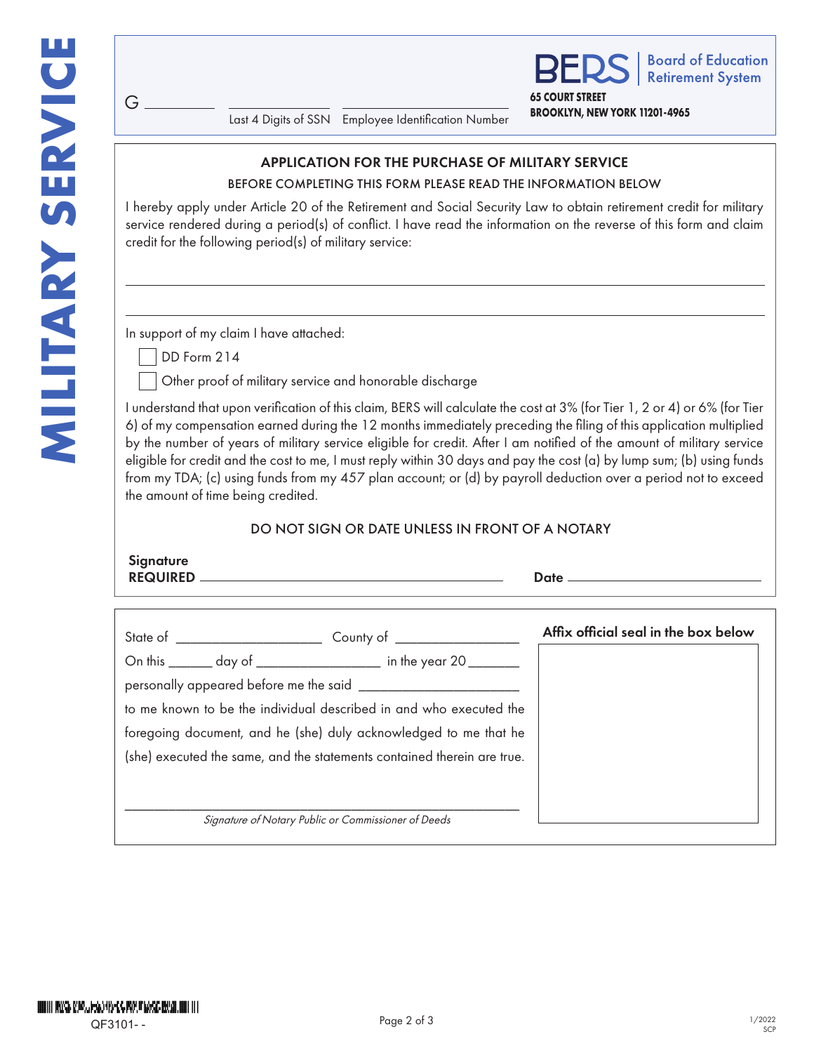MILITARY SERVICE

G ________ ________ ________

Last 4 Digits of SSN Employee Identification Number

**BERS** | Board of Education Retirement System

**65 COURT STREET**
**BROOKLYN, NEW YORK 11201-4965**

## APPLICATION FOR THE PURCHASE OF MILITARY SERVICE

BEFORE COMPLETING THIS FORM PLEASE READ THE INFORMATION BELOW

I hereby apply under Article 20 of the Retirement and Social Security Law to obtain retirement credit for military service rendered during a period(s) of conflict. I have read the information on the reverse of this form and claim credit for the following period(s) of military service:

______________________________________________________________________

______________________________________________________________________

In support of my claim I have attached:

- ☐ DD Form 214
- ☐ Other proof of military service and honorable discharge

I understand that upon verification of this claim, BERS will calculate the cost at 3% (for Tier 1, 2 or 4) or 6% (for Tier 6) of my compensation earned during the 12 months immediately preceding the filing of this application multiplied by the number of years of military service eligible for credit. After I am notified of the amount of military service eligible for credit and the cost to me, I must reply within 30 days and pay the cost (a) by lump sum; (b) using funds from my TDA; (c) using funds from my 457 plan account; or (d) by payroll deduction over a period not to exceed the amount of time being credited.

DO NOT SIGN OR DATE UNLESS IN FRONT OF A NOTARY

**Signature REQUIRED** ________________________________ **Date** ____________________

State of ____________________ County of ________________

On this ______ day of _________________ in the year 20 _______

personally appeared before me the said ______________________

to me known to be the individual described in and who executed the foregoing document, and he (she) duly acknowledged to me that he (she) executed the same, and the statements contained therein are true.

________________________________________________

*Signature of Notary Public or Commissioner of Deeds*

**Affix official seal in the box below**

QF3101- -

1/2022
SCP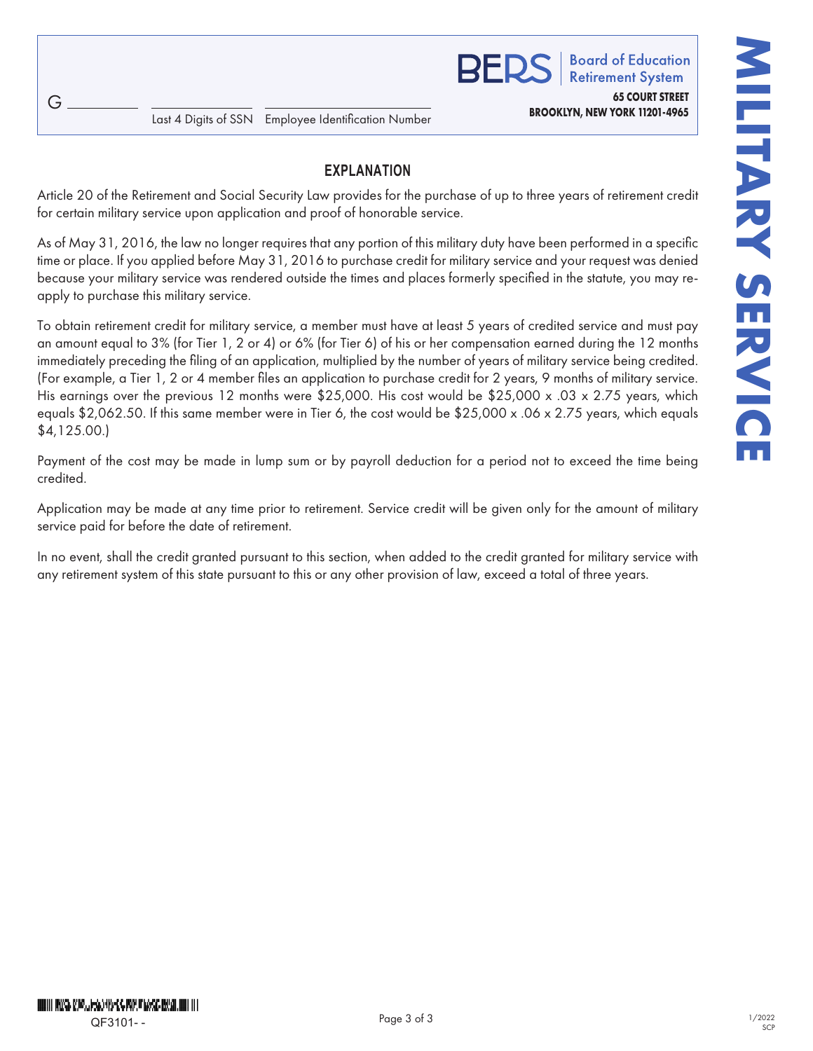G ________ ____________ ____________________

Last 4 Digits of SSN   Employee Identification Number

BERS | Board of Education Retirement System

**65 COURT STREET**
**BROOKLYN, NEW YORK 11201-4965**

**MILITARY SERVICE**

## EXPLANATION

Article 20 of the Retirement and Social Security Law provides for the purchase of up to three years of retirement credit for certain military service upon application and proof of honorable service.

As of May 31, 2016, the law no longer requires that any portion of this military duty have been performed in a specific time or place. If you applied before May 31, 2016 to purchase credit for military service and your request was denied because your military service was rendered outside the times and places formerly specified in the statute, you may re-apply to purchase this military service.

To obtain retirement credit for military service, a member must have at least 5 years of credited service and must pay an amount equal to 3% (for Tier 1, 2 or 4) or 6% (for Tier 6) of his or her compensation earned during the 12 months immediately preceding the filing of an application, multiplied by the number of years of military service being credited. (For example, a Tier 1, 2 or 4 member files an application to purchase credit for 2 years, 9 months of military service. His earnings over the previous 12 months were $25,000. His cost would be $25,000 x .03 x 2.75 years, which equals $2,062.50. If this same member were in Tier 6, the cost would be $25,000 x .06 x 2.75 years, which equals $4,125.00.)

Payment of the cost may be made in lump sum or by payroll deduction for a period not to exceed the time being credited.

Application may be made at any time prior to retirement. Service credit will be given only for the amount of military service paid for before the date of retirement.

In no event, shall the credit granted pursuant to this section, when added to the credit granted for military service with any retirement system of this state pursuant to this or any other provision of law, exceed a total of three years.

QF3101- -

1/2022
SCP